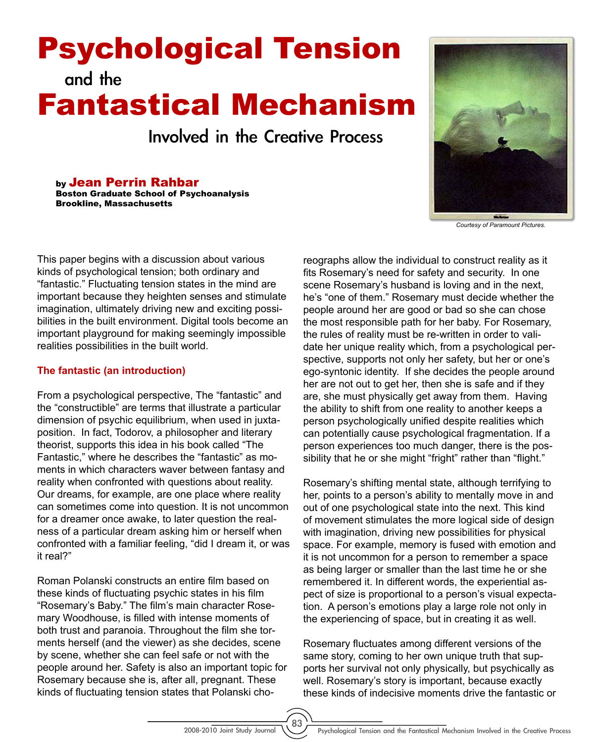# Psychological Tension and the Fantastical Mechanism Involved in the Creative Process

by **Jean Perrin Rahbar**
**Boston Graduate School of Psychoanalysis**
**Brookline, Massachusetts**

*Courtesy of Paramount Pictures.*

This paper begins with a discussion about various kinds of psychological tension; both ordinary and "fantastic." Fluctuating tension states in the mind are important because they heighten senses and stimulate imagination, ultimately driving new and exciting possibilities in the built environment. Digital tools become an important playground for making seemingly impossible realities possibilities in the built world.

## The fantastic (an introduction)

From a psychological perspective, The "fantastic" and the "constructible" are terms that illustrate a particular dimension of psychic equilibrium, when used in juxtaposition. In fact, Todorov, a philosopher and literary theorist, supports this idea in his book called "The Fantastic," where he describes the "fantastic" as moments in which characters waver between fantasy and reality when confronted with questions about reality. Our dreams, for example, are one place where reality can sometimes come into question. It is not uncommon for a dreamer once awake, to later question the realness of a particular dream asking him or herself when confronted with a familiar feeling, "did I dream it, or was it real?"

Roman Polanski constructs an entire film based on these kinds of fluctuating psychic states in his film "Rosemary's Baby." The film's main character Rosemary Woodhouse, is filled with intense moments of both trust and paranoia. Throughout the film she torments herself (and the viewer) as she decides, scene by scene, whether she can feel safe or not with the people around her. Safety is also an important topic for Rosemary because she is, after all, pregnant. These kinds of fluctuating tension states that Polanski choreographs allow the individual to construct reality as it fits Rosemary's need for safety and security. In one scene Rosemary's husband is loving and in the next, he's "one of them." Rosemary must decide whether the people around her are good or bad so she can chose the most responsible path for her baby. For Rosemary, the rules of reality must be re-written in order to validate her unique reality which, from a psychological perspective, supports not only her safety, but her or one's ego-syntonic identity. If she decides the people around her are not out to get her, then she is safe and if they are, she must physically get away from them. Having the ability to shift from one reality to another keeps a person psychologically unified despite realities which can potentially cause psychological fragmentation. If a person experiences too much danger, there is the possibility that he or she might "fright" rather than "flight."

Rosemary's shifting mental state, although terrifying to her, points to a person's ability to mentally move in and out of one psychological state into the next. This kind of movement stimulates the more logical side of design with imagination, driving new possibilities for physical space. For example, memory is fused with emotion and it is not uncommon for a person to remember a space as being larger or smaller than the last time he or she remembered it. In different words, the experiential aspect of size is proportional to a person's visual expectation. A person's emotions play a large role not only in the experiencing of space, but in creating it as well.

Rosemary fluctuates among different versions of the same story, coming to her own unique truth that supports her survival not only physically, but psychically as well. Rosemary's story is important, because exactly these kinds of indecisive moments drive the fantastic or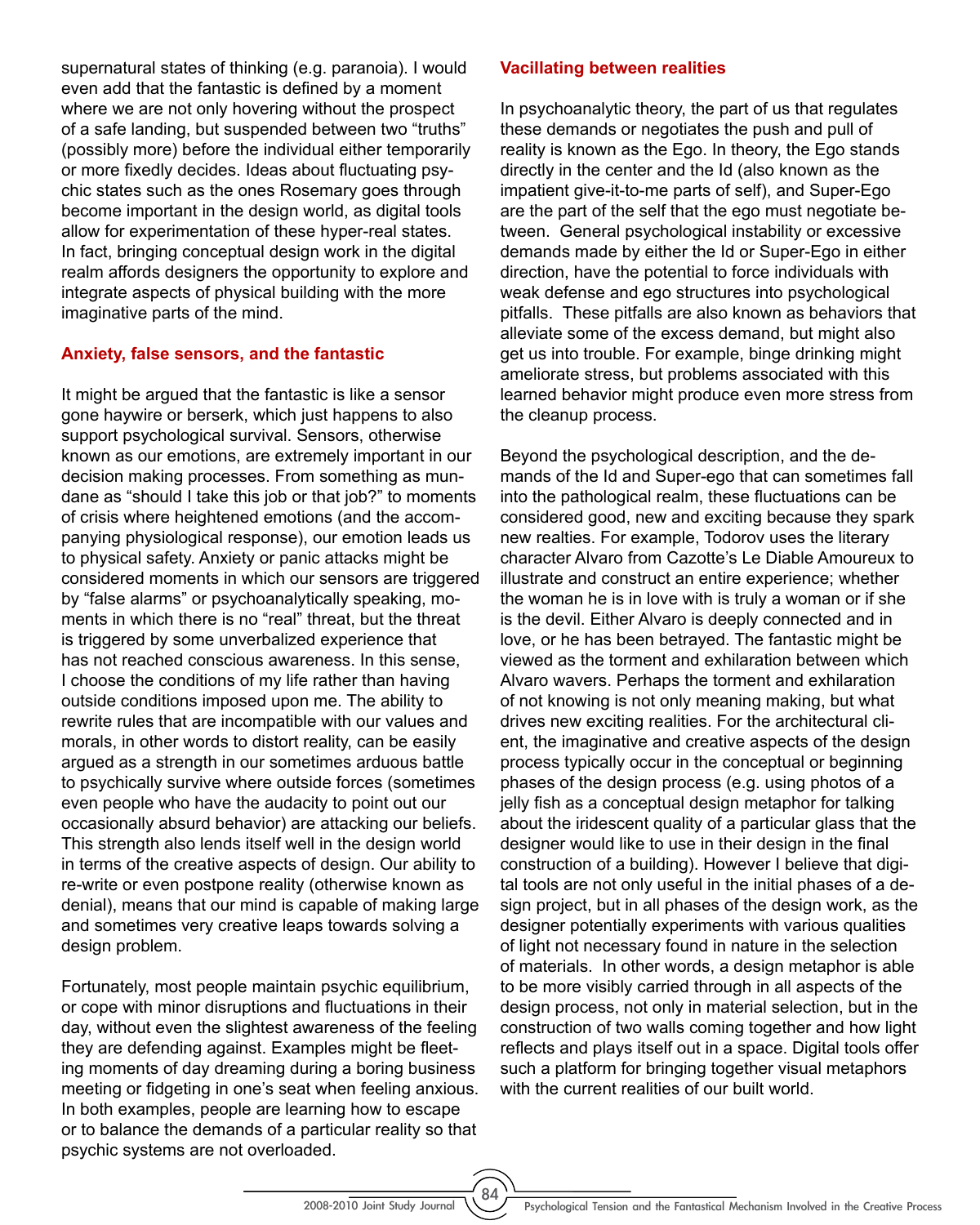supernatural states of thinking (e.g. paranoia). I would even add that the fantastic is defined by a moment where we are not only hovering without the prospect of a safe landing, but suspended between two "truths" (possibly more) before the individual either temporarily or more fixedly decides. Ideas about fluctuating psychic states such as the ones Rosemary goes through become important in the design world, as digital tools allow for experimentation of these hyper-real states. In fact, bringing conceptual design work in the digital realm affords designers the opportunity to explore and integrate aspects of physical building with the more imaginative parts of the mind.

## Anxiety, false sensors, and the fantastic

It might be argued that the fantastic is like a sensor gone haywire or berserk, which just happens to also support psychological survival. Sensors, otherwise known as our emotions, are extremely important in our decision making processes. From something as mundane as "should I take this job or that job?" to moments of crisis where heightened emotions (and the accompanying physiological response), our emotion leads us to physical safety. Anxiety or panic attacks might be considered moments in which our sensors are triggered by "false alarms" or psychoanalytically speaking, moments in which there is no "real" threat, but the threat is triggered by some unverbalized experience that has not reached conscious awareness. In this sense, I choose the conditions of my life rather than having outside conditions imposed upon me. The ability to rewrite rules that are incompatible with our values and morals, in other words to distort reality, can be easily argued as a strength in our sometimes arduous battle to psychically survive where outside forces (sometimes even people who have the audacity to point out our occasionally absurd behavior) are attacking our beliefs. This strength also lends itself well in the design world in terms of the creative aspects of design. Our ability to re-write or even postpone reality (otherwise known as denial), means that our mind is capable of making large and sometimes very creative leaps towards solving a design problem.

Fortunately, most people maintain psychic equilibrium, or cope with minor disruptions and fluctuations in their day, without even the slightest awareness of the feeling they are defending against. Examples might be fleeting moments of day dreaming during a boring business meeting or fidgeting in one's seat when feeling anxious. In both examples, people are learning how to escape or to balance the demands of a particular reality so that psychic systems are not overloaded.

## Vacillating between realities

In psychoanalytic theory, the part of us that regulates these demands or negotiates the push and pull of reality is known as the Ego. In theory, the Ego stands directly in the center and the Id (also known as the impatient give-it-to-me parts of self), and Super-Ego are the part of the self that the ego must negotiate between. General psychological instability or excessive demands made by either the Id or Super-Ego in either direction, have the potential to force individuals with weak defense and ego structures into psychological pitfalls. These pitfalls are also known as behaviors that alleviate some of the excess demand, but might also get us into trouble. For example, binge drinking might ameliorate stress, but problems associated with this learned behavior might produce even more stress from the cleanup process.

Beyond the psychological description, and the demands of the Id and Super-ego that can sometimes fall into the pathological realm, these fluctuations can be considered good, new and exciting because they spark new realties. For example, Todorov uses the literary character Alvaro from Cazotte's Le Diable Amoureux to illustrate and construct an entire experience; whether the woman he is in love with is truly a woman or if she is the devil. Either Alvaro is deeply connected and in love, or he has been betrayed. The fantastic might be viewed as the torment and exhilaration between which Alvaro wavers. Perhaps the torment and exhilaration of not knowing is not only meaning making, but what drives new exciting realities. For the architectural client, the imaginative and creative aspects of the design process typically occur in the conceptual or beginning phases of the design process (e.g. using photos of a jelly fish as a conceptual design metaphor for talking about the iridescent quality of a particular glass that the designer would like to use in their design in the final construction of a building). However I believe that digital tools are not only useful in the initial phases of a design project, but in all phases of the design work, as the designer potentially experiments with various qualities of light not necessary found in nature in the selection of materials. In other words, a design metaphor is able to be more visibly carried through in all aspects of the design process, not only in material selection, but in the construction of two walls coming together and how light reflects and plays itself out in a space. Digital tools offer such a platform for bringing together visual metaphors with the current realities of our built world.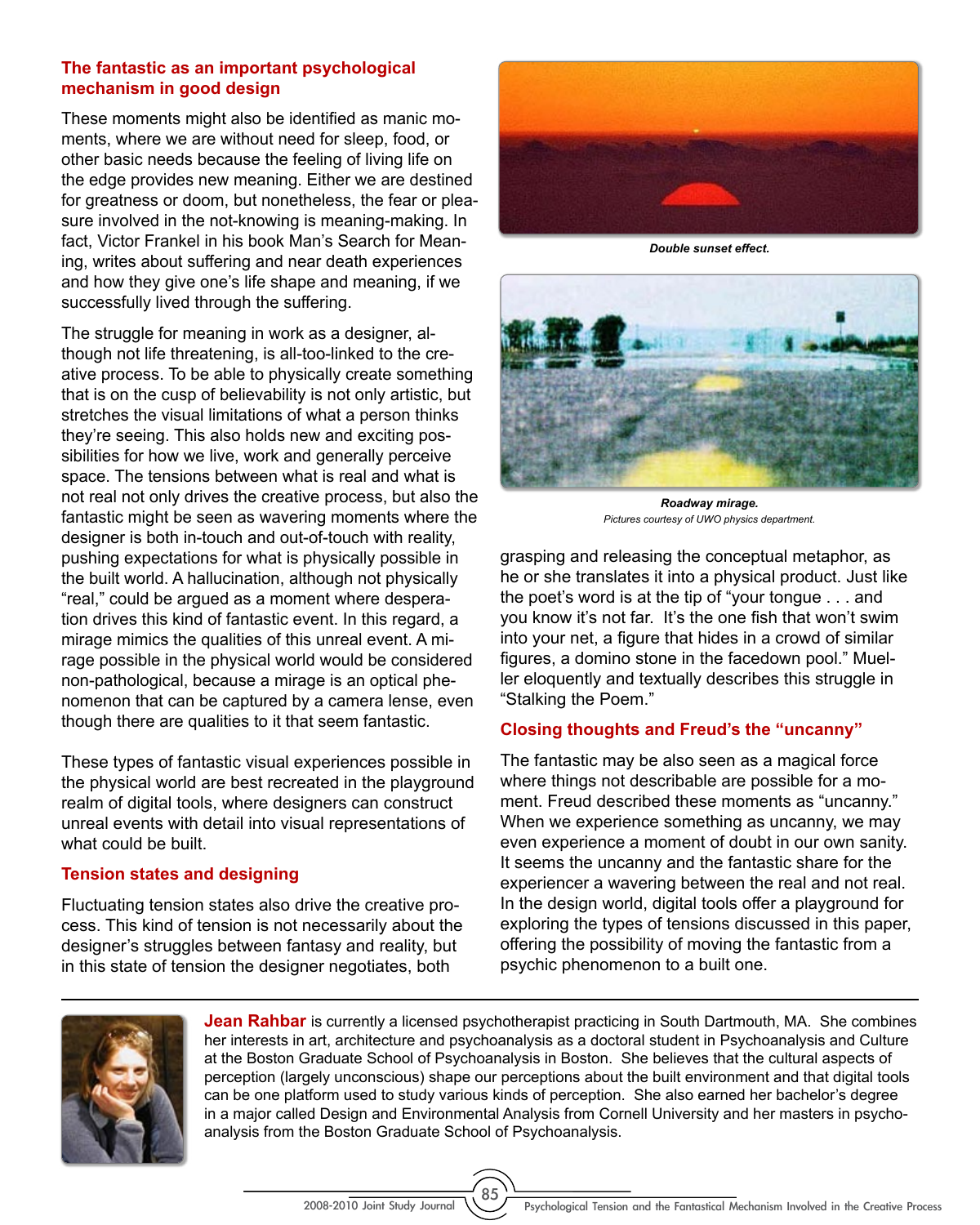## The fantastic as an important psychological mechanism in good design

These moments might also be identified as manic moments, where we are without need for sleep, food, or other basic needs because the feeling of living life on the edge provides new meaning. Either we are destined for greatness or doom, but nonetheless, the fear or pleasure involved in the not-knowing is meaning-making. In fact, Victor Frankel in his book Man's Search for Meaning, writes about suffering and near death experiences and how they give one's life shape and meaning, if we successfully lived through the suffering.

The struggle for meaning in work as a designer, although not life threatening, is all-too-linked to the creative process. To be able to physically create something that is on the cusp of believability is not only artistic, but stretches the visual limitations of what a person thinks they're seeing. This also holds new and exciting possibilities for how we live, work and generally perceive space. The tensions between what is real and what is not real not only drives the creative process, but also the fantastic might be seen as wavering moments where the designer is both in-touch and out-of-touch with reality, pushing expectations for what is physically possible in the built world. A hallucination, although not physically "real," could be argued as a moment where desperation drives this kind of fantastic event. In this regard, a mirage mimics the qualities of this unreal event. A mirage possible in the physical world would be considered non-pathological, because a mirage is an optical phenomenon that can be captured by a camera lense, even though there are qualities to it that seem fantastic.

These types of fantastic visual experiences possible in the physical world are best recreated in the playground realm of digital tools, where designers can construct unreal events with detail into visual representations of what could be built.

*Double sunset effect.*

*Roadway mirage.*

*Pictures courtesy of UWO physics department.*

## Tension states and designing

Fluctuating tension states also drive the creative process. This kind of tension is not necessarily about the designer's struggles between fantasy and reality, but in this state of tension the designer negotiates, both grasping and releasing the conceptual metaphor, as he or she translates it into a physical product. Just like the poet's word is at the tip of "your tongue . . . and you know it's not far. It's the one fish that won't swim into your net, a figure that hides in a crowd of similar figures, a domino stone in the facedown pool." Mueller eloquently and textually describes this struggle in "Stalking the Poem."

## Closing thoughts and Freud's the "uncanny"

The fantastic may be also seen as a magical force where things not describable are possible for a moment. Freud described these moments as "uncanny." When we experience something as uncanny, we may even experience a moment of doubt in our own sanity. It seems the uncanny and the fantastic share for the experiencer a wavering between the real and not real. In the design world, digital tools offer a playground for exploring the types of tensions discussed in this paper, offering the possibility of moving the fantastic from a psychic phenomenon to a built one.

---

**Jean Rahbar** is currently a licensed psychotherapist practicing in South Dartmouth, MA. She combines her interests in art, architecture and psychoanalysis as a doctoral student in Psychoanalysis and Culture at the Boston Graduate School of Psychoanalysis in Boston. She believes that the cultural aspects of perception (largely unconscious) shape our perceptions about the built environment and that digital tools can be one platform used to study various kinds of perception. She also earned her bachelor's degree in a major called Design and Environmental Analysis from Cornell University and her masters in psychoanalysis from the Boston Graduate School of Psychoanalysis.